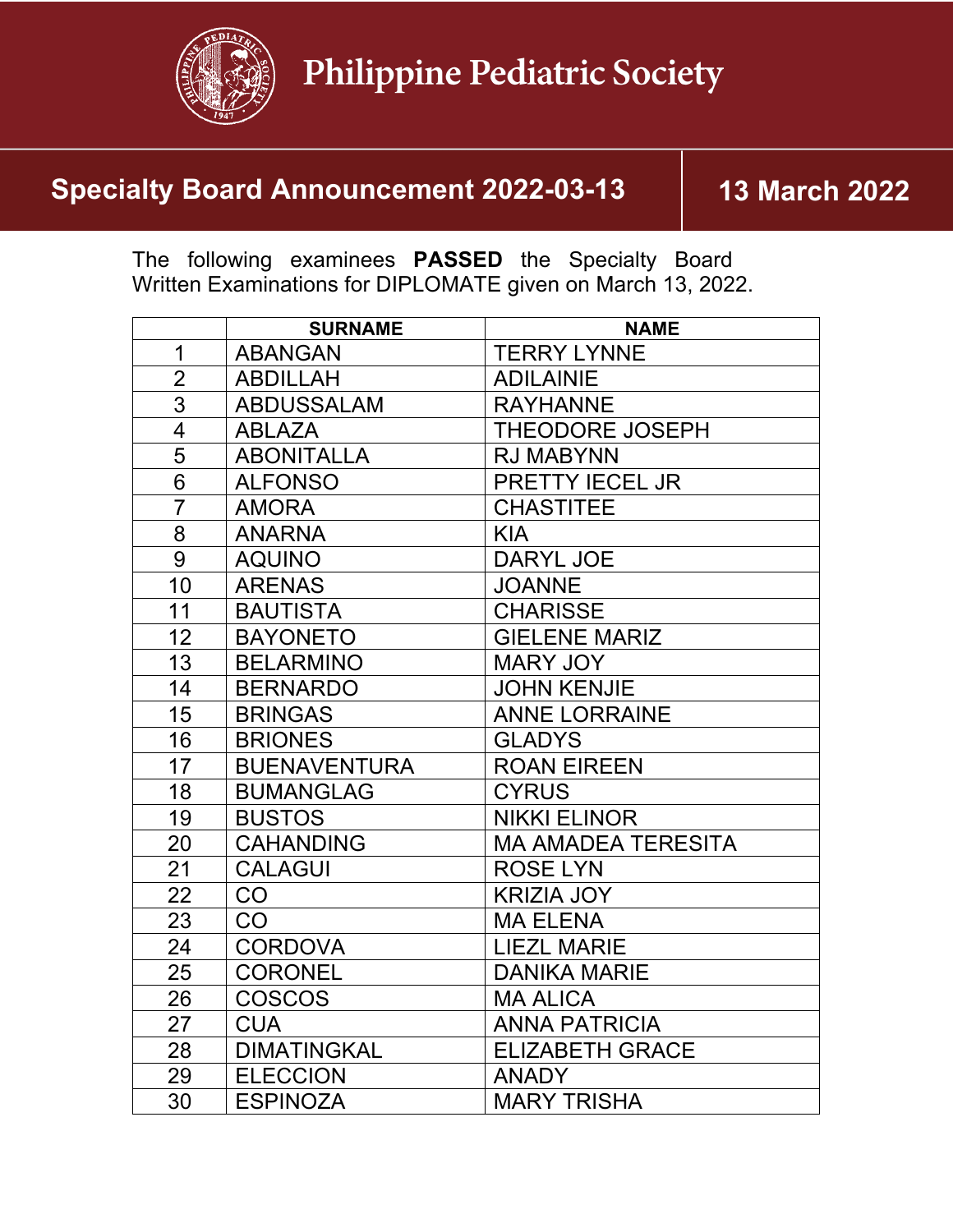# Philippine Pediatric Society

## Specialty Board Announcement 2022-03-13

**13 March 2022**

The following examinees **PASSED** the Specialty Board Written Examinations for DIPLOMATE given on March 13, 2022.

| | SURNAME | NAME |
|---|---|---|
| 1 | ABANGAN | TERRY LYNNE |
| 2 | ABDILLAH | ADILAINIE |
| 3 | ABDUSSALAM | RAYHANNE |
| 4 | ABLAZA | THEODORE JOSEPH |
| 5 | ABONITALLA | RJ MABYNN |
| 6 | ALFONSO | PRETTY IECEL JR |
| 7 | AMORA | CHASTITEE |
| 8 | ANARNA | KIA |
| 9 | AQUINO | DARYL JOE |
| 10 | ARENAS | JOANNE |
| 11 | BAUTISTA | CHARISSE |
| 12 | BAYONETO | GIELENE MARIZ |
| 13 | BELARMINO | MARY JOY |
| 14 | BERNARDO | JOHN KENJIE |
| 15 | BRINGAS | ANNE LORRAINE |
| 16 | BRIONES | GLADYS |
| 17 | BUENAVENTURA | ROAN EIREEN |
| 18 | BUMANGLAG | CYRUS |
| 19 | BUSTOS | NIKKI ELINOR |
| 20 | CAHANDING | MA AMADEA TERESITA |
| 21 | CALAGUI | ROSE LYN |
| 22 | CO | KRIZIA JOY |
| 23 | CO | MA ELENA |
| 24 | CORDOVA | LIEZL MARIE |
| 25 | CORONEL | DANIKA MARIE |
| 26 | COSCOS | MA ALICA |
| 27 | CUA | ANNA PATRICIA |
| 28 | DIMATINGKAL | ELIZABETH GRACE |
| 29 | ELECCION | ANADY |
| 30 | ESPINOZA | MARY TRISHA |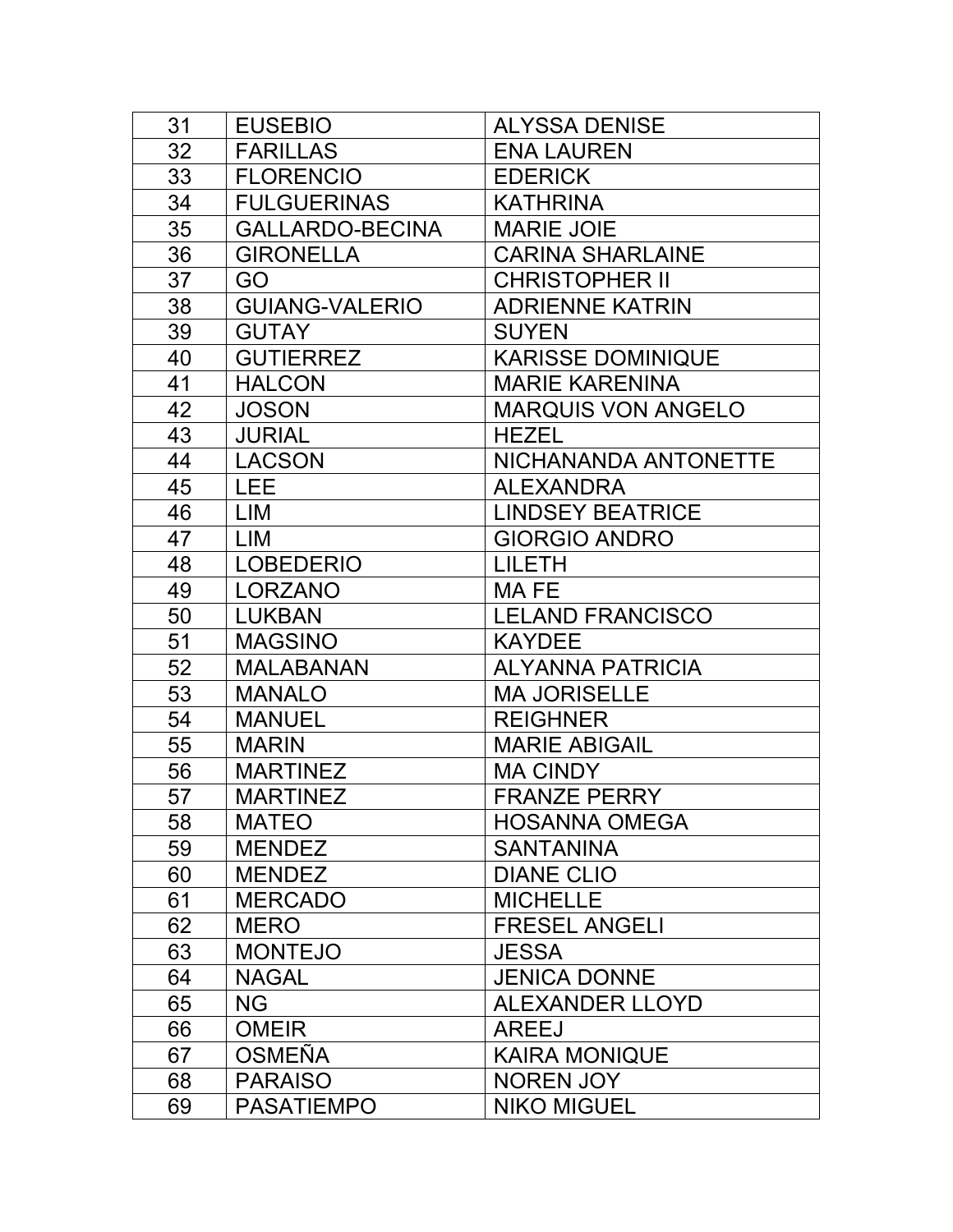| 31 | EUSEBIO | ALYSSA DENISE |
|---|---|---|
| 32 | FARILLAS | ENA LAUREN |
| 33 | FLORENCIO | EDERICK |
| 34 | FULGUERINAS | KATHRINA |
| 35 | GALLARDO-BECINA | MARIE JOIE |
| 36 | GIRONELLA | CARINA SHARLAINE |
| 37 | GO | CHRISTOPHER II |
| 38 | GUIANG-VALERIO | ADRIENNE KATRIN |
| 39 | GUTAY | SUYEN |
| 40 | GUTIERREZ | KARISSE DOMINIQUE |
| 41 | HALCON | MARIE KARENINA |
| 42 | JOSON | MARQUIS VON ANGELO |
| 43 | JURIAL | HEZEL |
| 44 | LACSON | NICHANANDA ANTONETTE |
| 45 | LEE | ALEXANDRA |
| 46 | LIM | LINDSEY BEATRICE |
| 47 | LIM | GIORGIO ANDRO |
| 48 | LOBEDERIO | LILETH |
| 49 | LORZANO | MA FE |
| 50 | LUKBAN | LELAND FRANCISCO |
| 51 | MAGSINO | KAYDEE |
| 52 | MALABANAN | ALYANNA PATRICIA |
| 53 | MANALO | MA JORISELLE |
| 54 | MANUEL | REIGHNER |
| 55 | MARIN | MARIE ABIGAIL |
| 56 | MARTINEZ | MA CINDY |
| 57 | MARTINEZ | FRANZE PERRY |
| 58 | MATEO | HOSANNA OMEGA |
| 59 | MENDEZ | SANTANINA |
| 60 | MENDEZ | DIANE CLIO |
| 61 | MERCADO | MICHELLE |
| 62 | MERO | FRESEL ANGELI |
| 63 | MONTEJO | JESSA |
| 64 | NAGAL | JENICA DONNE |
| 65 | NG | ALEXANDER LLOYD |
| 66 | OMEIR | AREEJ |
| 67 | OSMEÑA | KAIRA MONIQUE |
| 68 | PARAISO | NOREN JOY |
| 69 | PASATIEMPO | NIKO MIGUEL |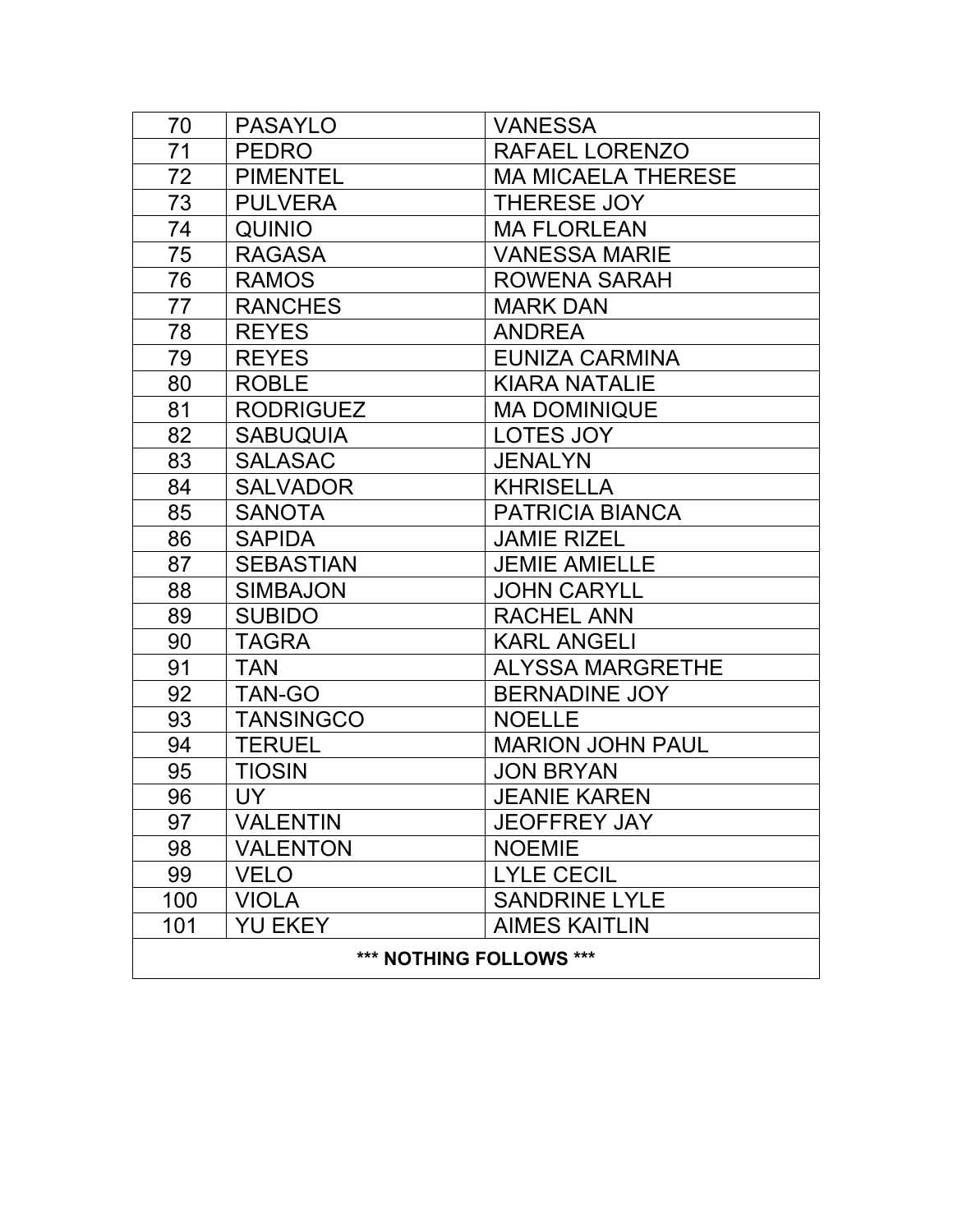| 70 | PASAYLO | VANESSA |
|---|---|---|
| 71 | PEDRO | RAFAEL LORENZO |
| 72 | PIMENTEL | MA MICAELA THERESE |
| 73 | PULVERA | THERESE JOY |
| 74 | QUINIO | MA FLORLEAN |
| 75 | RAGASA | VANESSA MARIE |
| 76 | RAMOS | ROWENA SARAH |
| 77 | RANCHES | MARK DAN |
| 78 | REYES | ANDREA |
| 79 | REYES | EUNIZA CARMINA |
| 80 | ROBLE | KIARA NATALIE |
| 81 | RODRIGUEZ | MA DOMINIQUE |
| 82 | SABUQUIA | LOTES JOY |
| 83 | SALASAC | JENALYN |
| 84 | SALVADOR | KHRISELLA |
| 85 | SANOTA | PATRICIA BIANCA |
| 86 | SAPIDA | JAMIE RIZEL |
| 87 | SEBASTIAN | JEMIE AMIELLE |
| 88 | SIMBAJON | JOHN CARYLL |
| 89 | SUBIDO | RACHEL ANN |
| 90 | TAGRA | KARL ANGELI |
| 91 | TAN | ALYSSA MARGRETHE |
| 92 | TAN-GO | BERNADINE JOY |
| 93 | TANSINGCO | NOELLE |
| 94 | TERUEL | MARION JOHN PAUL |
| 95 | TIOSIN | JON BRYAN |
| 96 | UY | JEANIE KAREN |
| 97 | VALENTIN | JEOFFREY JAY |
| 98 | VALENTON | NOEMIE |
| 99 | VELO | LYLE CECIL |
| 100 | VIOLA | SANDRINE LYLE |
| 101 | YU EKEY | AIMES KAITLIN |

**\*\*\* NOTHING FOLLOWS \*\*\***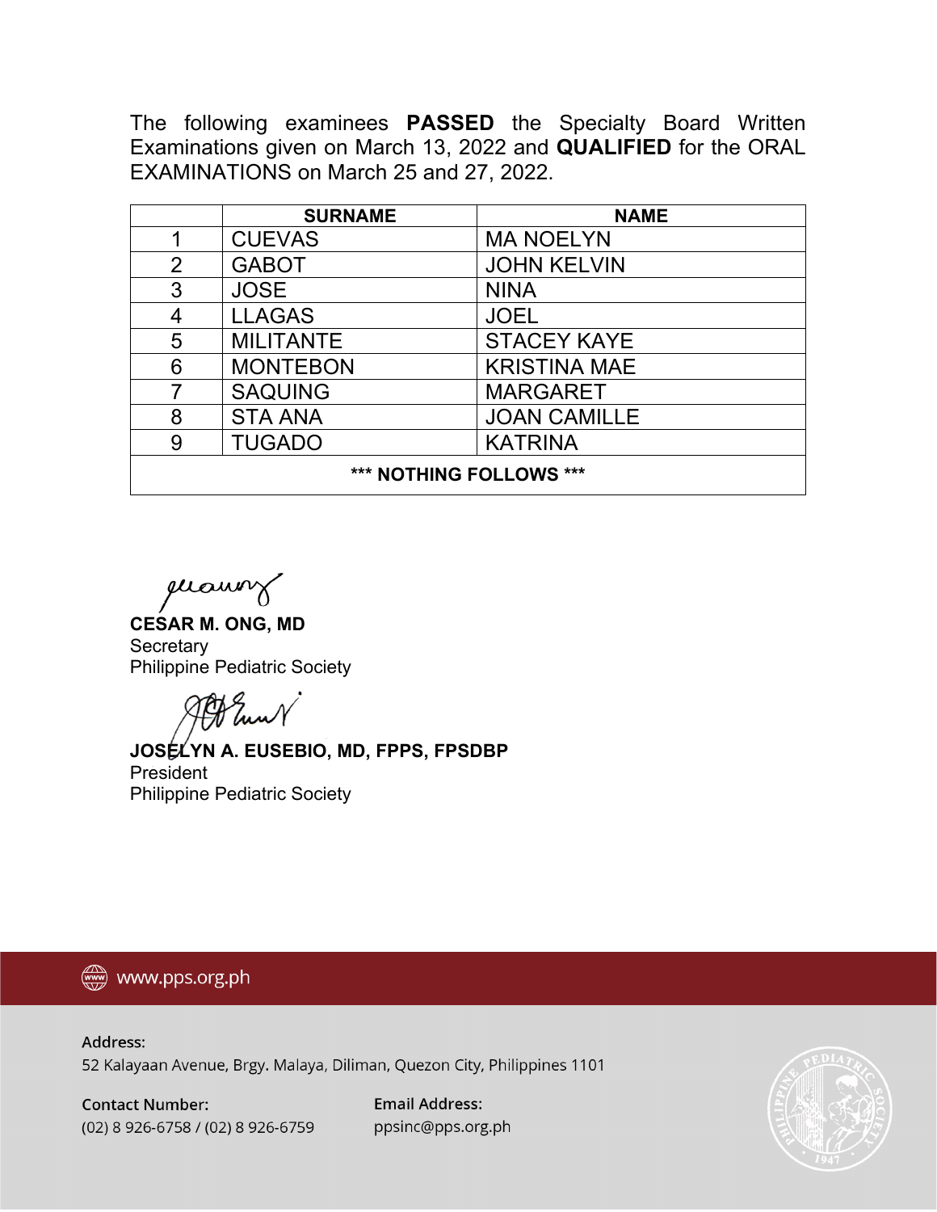The following examinees **PASSED** the Specialty Board Written Examinations given on March 13, 2022 and **QUALIFIED** for the ORAL EXAMINATIONS on March 25 and 27, 2022.

| | SURNAME | NAME |
|---|---|---|
| 1 | CUEVAS | MA NOELYN |
| 2 | GABOT | JOHN KELVIN |
| 3 | JOSE | NINA |
| 4 | LLAGAS | JOEL |
| 5 | MILITANTE | STACEY KAYE |
| 6 | MONTEBON | KRISTINA MAE |
| 7 | SAQUING | MARGARET |
| 8 | STA ANA | JOAN CAMILLE |
| 9 | TUGADO | KATRINA |
| | \*\*\* NOTHING FOLLOWS \*\*\* | |

**CESAR M. ONG, MD**
Secretary
Philippine Pediatric Society

**JOSELYN A. EUSEBIO, MD, FPPS, FPSDBP**
President
Philippine Pediatric Society

www.pps.org.ph

Address:
52 Kalayaan Avenue, Brgy. Malaya, Diliman, Quezon City, Philippines 1101

Contact Number:
(02) 8 926-6758 / (02) 8 926-6759

Email Address:
ppsinc@pps.org.ph